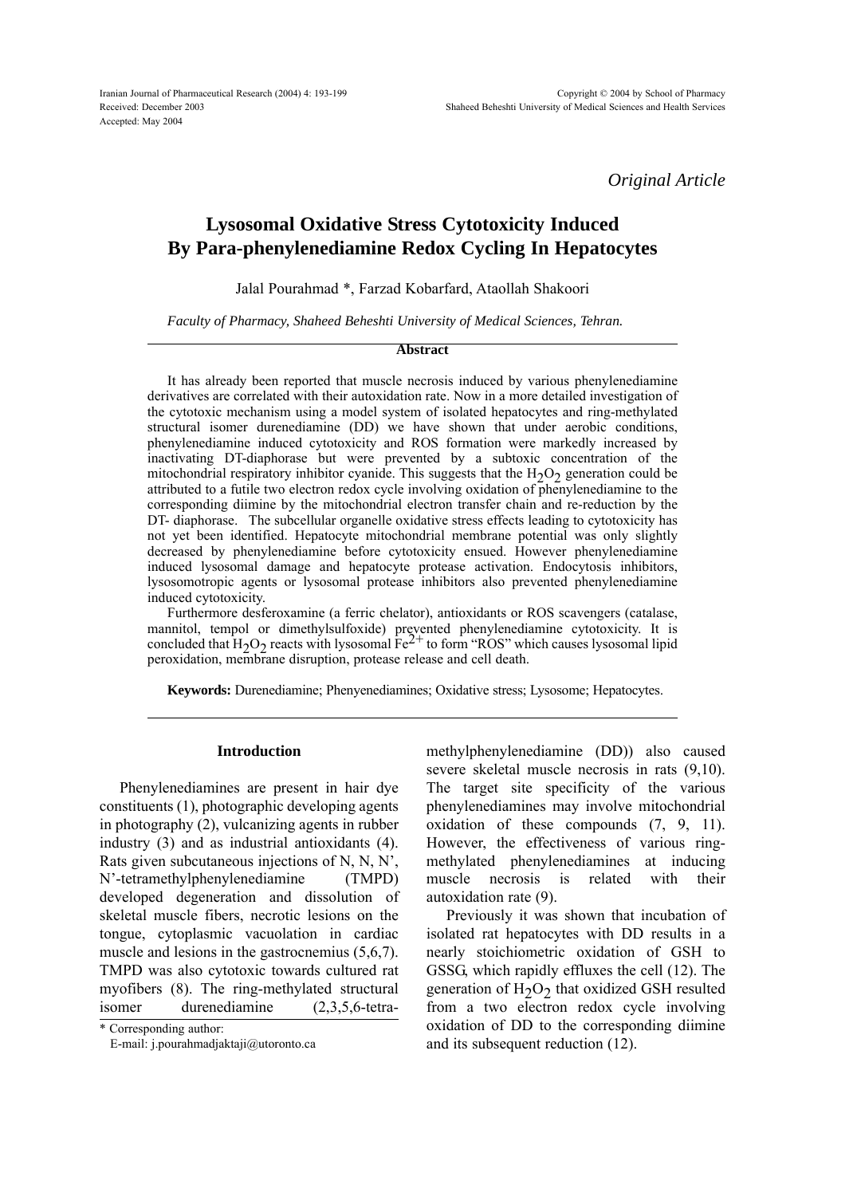*Original Article*

# Lysosomal Oxidative Stress Cytotoxicity Induced By Para-phenylenediamine Redox Cycling In Hepatocytes

Jalal Pourahmad *, Farzad Kobarfard, Ataollah Shakoori

*Faculty of Pharmacy, Shaheed Beheshti University of Medical Sciences, Tehran.*

## Abstract

It has already been reported that muscle necrosis induced by various phenylenediamine derivatives are correlated with their autoxidation rate. Now in a more detailed investigation of the cytotoxic mechanism using a model system of isolated hepatocytes and ring-methylated structural isomer durenediamine (DD) we have shown that under aerobic conditions, phenylenediamine induced cytotoxicity and ROS formation were markedly increased by inactivating DT-diaphorase but were prevented by a subtoxic concentration of the mitochondrial respiratory inhibitor cyanide. This suggests that the $H_2O_2$ generation could be attributed to a futile two electron redox cycle involving oxidation of phenylenediamine to the corresponding diimine by the mitochondrial electron transfer chain and re-reduction by the DT- diaphorase. The subcellular organelle oxidative stress effects leading to cytotoxicity has not yet been identified. Hepatocyte mitochondrial membrane potential was only slightly decreased by phenylenediamine before cytotoxicity ensued. However phenylenediamine induced lysosomal damage and hepatocyte protease activation. Endocytosis inhibitors, lysosomotropic agents or lysosomal protease inhibitors also prevented phenylenediamine induced cytotoxicity.

Furthermore desferoxamine (a ferric chelator), antioxidants or ROS scavengers (catalase, mannitol, tempol or dimethylsulfoxide) prevented phenylenediamine cytotoxicity. It is concluded that $H_2O_2$ reacts with lysosomal $Fe^{2+}$ to form "ROS" which causes lysosomal lipid peroxidation, membrane disruption, protease release and cell death.

**Keywords:** Durenediamine; Phenyenediamines; Oxidative stress; Lysosome; Hepatocytes.

## Introduction

Phenylenediamines are present in hair dye constituents (1), photographic developing agents in photography (2), vulcanizing agents in rubber industry (3) and as industrial antioxidants (4). Rats given subcutaneous injections of N, N, N', N'-tetramethylphenylenediamine (TMPD) developed degeneration and dissolution of skeletal muscle fibers, necrotic lesions on the tongue, cytoplasmic vacuolation in cardiac muscle and lesions in the gastrocnemius (5,6,7). TMPD was also cytotoxic towards cultured rat myofibers (8). The ring-methylated structural isomer durenediamine (2,3,5,6-tetra-methylphenylenediamine (DD)) also caused severe skeletal muscle necrosis in rats (9,10). The target site specificity of the various phenylenediamines may involve mitochondrial oxidation of these compounds (7, 9, 11). However, the effectiveness of various ring-methylated phenylenediamines at inducing muscle necrosis is related with their autoxidation rate (9).

Previously it was shown that incubation of isolated rat hepatocytes with DD results in a nearly stoichiometric oxidation of GSH to GSSG, which rapidly effluxes the cell (12). The generation of $H_2O_2$ that oxidized GSH resulted from a two electron redox cycle involving oxidation of DD to the corresponding diimine and its subsequent reduction (12).

* Corresponding author:
E-mail: j.pourahmadjaktaji@utoronto.ca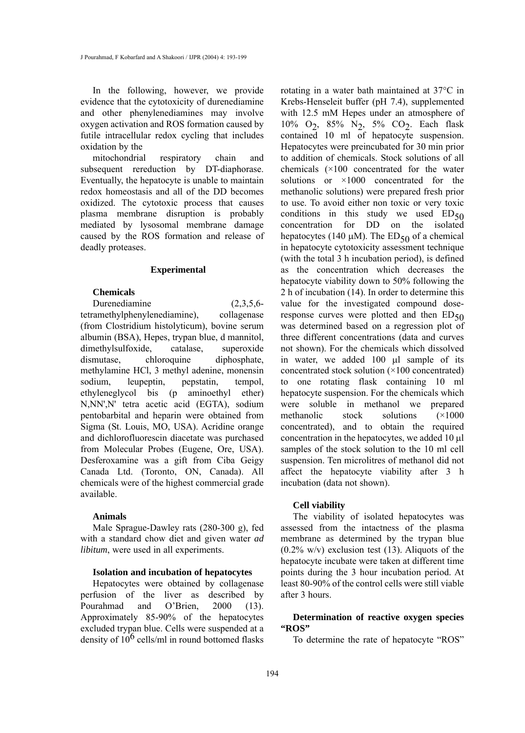In the following, however, we provide evidence that the cytotoxicity of durenediamine and other phenylenediamines may involve oxygen activation and ROS formation caused by futile intracellular redox cycling that includes oxidation by the mitochondrial respiratory chain and subsequent rereduction by DT-diaphorase. Eventually, the hepatocyte is unable to maintain redox homeostasis and all of the DD becomes oxidized. The cytotoxic process that causes plasma membrane disruption is probably mediated by lysosomal membrane damage caused by the ROS formation and release of deadly proteases.

## Experimental

### Chemicals

Durenediamine (2,3,5,6-tetramethylphenylenediamine), collagenase (from Clostridium histolyticum), bovine serum albumin (BSA), Hepes, trypan blue, d mannitol, dimethylsulfoxide, catalase, superoxide dismutase, chloroquine diphosphate, methylamine HCl, 3 methyl adenine, monensin sodium, leupeptin, pepstatin, tempol, ethyleneglycol bis (p aminoethyl ether) N,NN',N' tetra acetic acid (EGTA), sodium pentobarbital and heparin were obtained from Sigma (St. Louis, MO, USA). Acridine orange and dichlorofluorescin diacetate was purchased from Molecular Probes (Eugene, Ore, USA). Desferoxamine was a gift from Ciba Geigy Canada Ltd. (Toronto, ON, Canada). All chemicals were of the highest commercial grade available.

### Animals

Male Sprague-Dawley rats (280-300 g), fed with a standard chow diet and given water *ad libitum*, were used in all experiments.

### Isolation and incubation of hepatocytes

Hepatocytes were obtained by collagenase perfusion of the liver as described by Pourahmad and O'Brien, 2000 (13). Approximately 85-90% of the hepatocytes excluded trypan blue. Cells were suspended at a density of $10^6$ cells/ml in round bottomed flasks rotating in a water bath maintained at 37°C in Krebs-Henseleit buffer (pH 7.4), supplemented with 12.5 mM Hepes under an atmosphere of 10% $O_2$, 85% $N_2$, 5% $CO_2$. Each flask contained 10 ml of hepatocyte suspension. Hepatocytes were preincubated for 30 min prior to addition of chemicals. Stock solutions of all chemicals (×100 concentrated for the water solutions or ×1000 concentrated for the methanolic solutions) were prepared fresh prior to use. To avoid either non toxic or very toxic conditions in this study we used $ED_{50}$ concentration for DD on the isolated hepatocytes (140 μM). The $ED_{50}$ of a chemical in hepatocyte cytotoxicity assessment technique (with the total 3 h incubation period), is defined as the concentration which decreases the hepatocyte viability down to 50% following the 2 h of incubation (14). In order to determine this value for the investigated compound dose-response curves were plotted and then $ED_{50}$ was determined based on a regression plot of three different concentrations (data and curves not shown). For the chemicals which dissolved in water, we added 100 μl sample of its concentrated stock solution (×100 concentrated) to one rotating flask containing 10 ml hepatocyte suspension. For the chemicals which were soluble in methanol we prepared methanolic stock solutions (×1000 concentrated), and to obtain the required concentration in the hepatocytes, we added 10 μl samples of the stock solution to the 10 ml cell suspension. Ten microlitres of methanol did not affect the hepatocyte viability after 3 h incubation (data not shown).

### Cell viability

The viability of isolated hepatocytes was assessed from the intactness of the plasma membrane as determined by the trypan blue (0.2% w/v) exclusion test (13). Aliquots of the hepatocyte incubate were taken at different time points during the 3 hour incubation period. At least 80-90% of the control cells were still viable after 3 hours.

### Determination of reactive oxygen species "ROS"

To determine the rate of hepatocyte "ROS"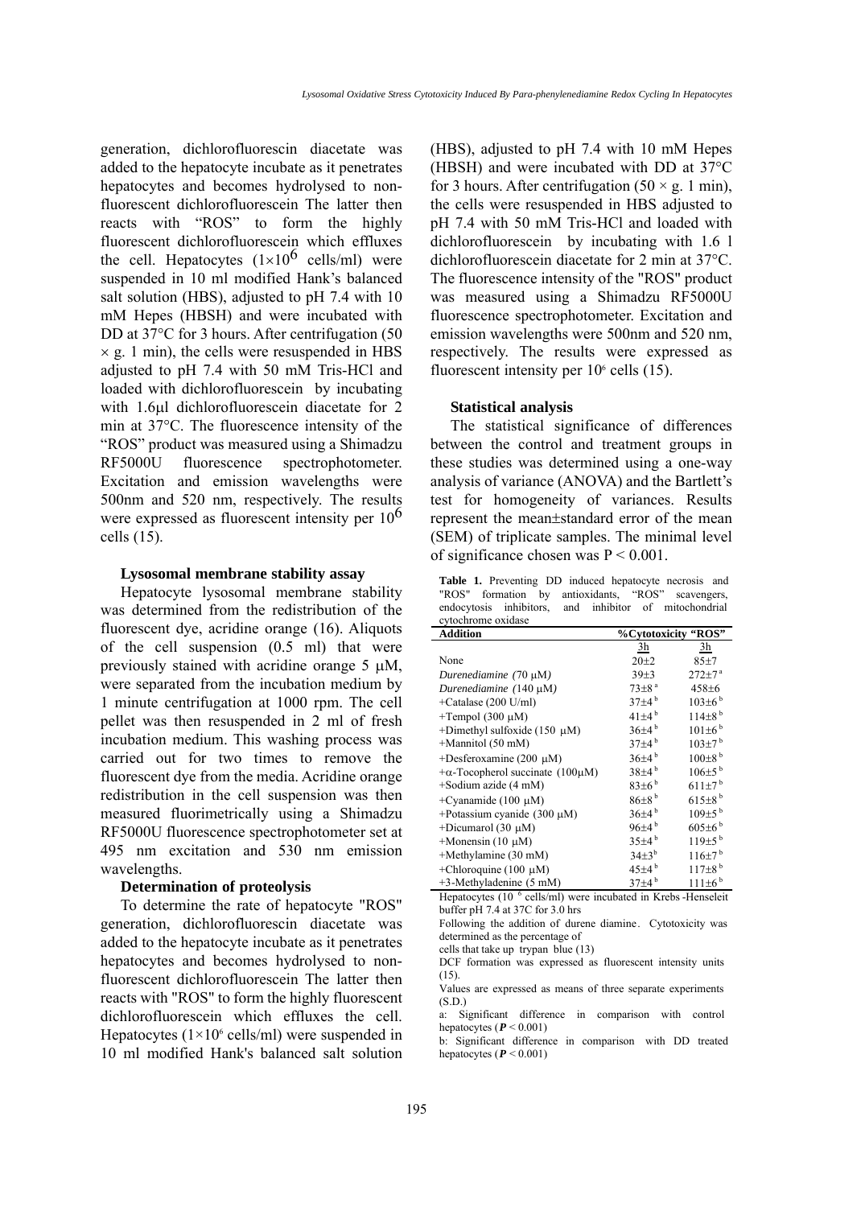generation, dichlorofluorescin diacetate was added to the hepatocyte incubate as it penetrates hepatocytes and becomes hydrolysed to non-fluorescent dichlorofluorescein The latter then reacts with "ROS" to form the highly fluorescent dichlorofluorescein which effluxes the cell. Hepatocytes ($1\times10^6$ cells/ml) were suspended in 10 ml modified Hank's balanced salt solution (HBS), adjusted to pH 7.4 with 10 mM Hepes (HBSH) and were incubated with DD at 37°C for 3 hours. After centrifugation (50 × g. 1 min), the cells were resuspended in HBS adjusted to pH 7.4 with 50 mM Tris-HCl and loaded with dichlorofluorescein by incubating with 1.6µl dichlorofluorescein diacetate for 2 min at 37°C. The fluorescence intensity of the "ROS" product was measured using a Shimadzu RF5000U fluorescence spectrophotometer. Excitation and emission wavelengths were 500nm and 520 nm, respectively. The results were expressed as fluorescent intensity per $10^6$ cells (15).

### Lysosomal membrane stability assay

Hepatocyte lysosomal membrane stability was determined from the redistribution of the fluorescent dye, acridine orange (16). Aliquots of the cell suspension (0.5 ml) that were previously stained with acridine orange 5 µM, were separated from the incubation medium by 1 minute centrifugation at 1000 rpm. The cell pellet was then resuspended in 2 ml of fresh incubation medium. This washing process was carried out for two times to remove the fluorescent dye from the media. Acridine orange redistribution in the cell suspension was then measured fluorimetrically using a Shimadzu RF5000U fluorescence spectrophotometer set at 495 nm excitation and 530 nm emission wavelengths.

### Determination of proteolysis

To determine the rate of hepatocyte "ROS" generation, dichlorofluorescin diacetate was added to the hepatocyte incubate as it penetrates hepatocytes and becomes hydrolysed to non-fluorescent dichlorofluorescein The latter then reacts with "ROS" to form the highly fluorescent dichlorofluorescein which effluxes the cell. Hepatocytes ($1\times10^6$ cells/ml) were suspended in 10 ml modified Hank's balanced salt solution (HBS), adjusted to pH 7.4 with 10 mM Hepes (HBSH) and were incubated with DD at 37°C for 3 hours. After centrifugation (50 × g. 1 min), the cells were resuspended in HBS adjusted to pH 7.4 with 50 mM Tris-HCl and loaded with dichlorofluorescein by incubating with 1.6 l dichlorofluorescein diacetate for 2 min at 37°C. The fluorescence intensity of the "ROS" product was measured using a Shimadzu RF5000U fluorescence spectrophotometer. Excitation and emission wavelengths were 500nm and 520 nm, respectively. The results were expressed as fluorescent intensity per $10^6$ cells (15).

### Statistical analysis

The statistical significance of differences between the control and treatment groups in these studies was determined using a one-way analysis of variance (ANOVA) and the Bartlett's test for homogeneity of variances. Results represent the mean±standard error of the mean (SEM) of triplicate samples. The minimal level of significance chosen was $P < 0.001$.

**Table 1.** Preventing DD induced hepatocyte necrosis and "ROS" formation by antioxidants, "ROS" scavengers, endocytosis inhibitors, and inhibitor of mitochondrial cytochrome oxidase

| Addition | %Cytotoxicity | "ROS" |
|---|---|---|
| | 3h | 3h |
| None | 20±2 | 85±7 |
| *Durenediamine (70 µM)* | 39±3 | 272±7 [a] |
| *Durenediamine (140 µM)* | 73±8 [a] | 458±6 |
| +Catalase (200 U/ml) | 37±4 [b] | 103±6 [b] |
| +Tempol (300 µM) | 41±4 [b] | 114±8 [b] |
| +Dimethyl sulfoxide (150 µM) | 36±4 [b] | 101±6 [b] |
| +Mannitol (50 mM) | 37±4 [b] | 103±7 [b] |
| +Desferoxamine (200 µM) | 36±4 [b] | 100±8 [b] |
| +α-Tocopherol succinate (100µM) | 38±4 [b] | 106±5 [b] |
| +Sodium azide (4 mM) | 83±6 [b] | 611±7 [b] |
| +Cyanamide (100 µM) | 86±8 [b] | 615±8 [b] |
| +Potassium cyanide (300 µM) | 36±4 [b] | 109±5 [b] |
| +Dicumarol (30 µM) | 96±4 [b] | 605±6 [b] |
| +Monensin (10 µM) | 35±4 [b] | 119±5 [b] |
| +Methylamine (30 mM) | 34±3 [b] | 116±7 [b] |
| +Chloroquine (100 µM) | 45±4 [b] | 117±8 [b] |
| +3-Methyladenine (5 mM) | 37±4 [b] | 111±6 [b] |

Hepatocytes ($10^6$ cells/ml) were incubated in Krebs-Henseleit buffer pH 7.4 at 37C for 3.0 hrs

Following the addition of durene diamine. Cytotoxicity was determined as the percentage of cells that take up trypan blue (13)

DCF formation was expressed as fluorescent intensity units (15).

Values are expressed as means of three separate experiments (S.D.)

a: Significant difference in comparison with control hepatocytes (***P*** < 0.001)

b: Significant difference in comparison with DD treated hepatocytes (***P*** < 0.001)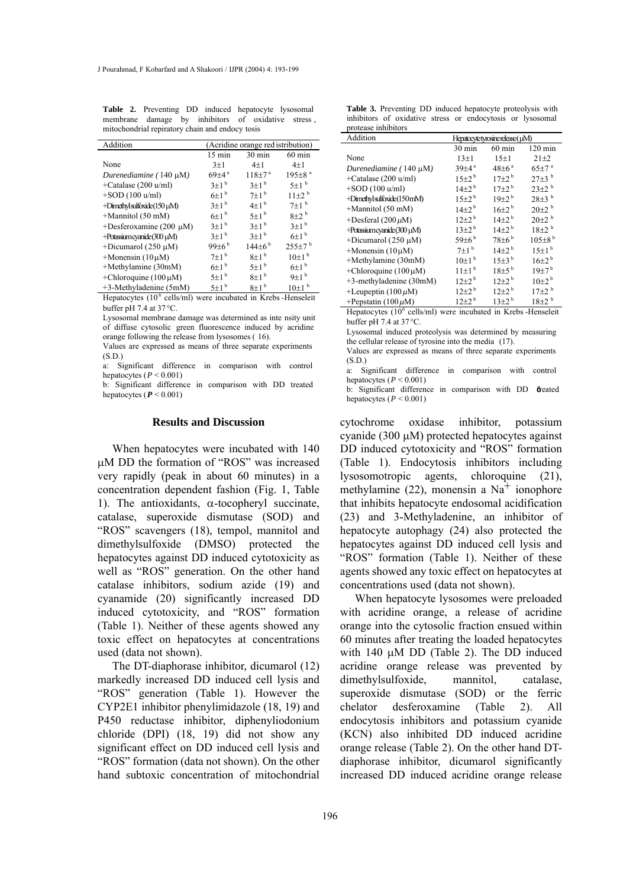**Table 2.** Preventing DD induced hepatocyte lysosomal membrane damage by inhibitors of oxidative stress, mitochondrial repiratory chain and endocy tosis

| Addition | (Acridine orange red istribution) | | |
|---|---|---|---|
| | 15 min | 30 min | 60 min |
| None | 3±1 | 4±1 | 4±1 |
| *Durenediamine (* 140 μM*)* | 69±4 [a] | 118±7 [a] | 195±8 [a] |
| +Catalase (200 u/ml) | 3±1 [b] | 3±1 [b] | 5±1 [b] |
| +SOD (100 u/ml) | 6±1 [b] | 7±1 [b] | 11±2 [b] |
| +Dimethylsulfoxide (150 μM) | 3±1 [b] | 4±1 [b] | 7±1 [b] |
| +Mannitol (50 mM) | 6±1 [b] | 5±1 [b] | 8±2 [b] |
| +Desferoxamine (200 μM) | 3±1 [b] | 3±1 [b] | 3±1 [b] |
| +Potassium cyanide (300 μM) | 3±1 [b] | 3±1 [b] | 6±1 [b] |
| +Dicumarol (250 μM) | 99±6 [b] | 144±6 [b] | 255±7 [b] |
| +Monensin (10 μM) | 7±1 [b] | 8±1 [b] | 10±1 [b] |
| +Methylamine (30mM) | 6±1 [b] | 5±1 [b] | 6±1 [b] |
| +Chloroquine (100 μM) | 5±1 [b] | 8±1 [b] | 9±1 [b] |
| +3-Methyladenine (5mM) | 5±1 [b] | 8±1 [b] | 10±1 [b] |

Hepatocytes ($10^6$ cells/ml) were incubated in Krebs-Henseleit buffer pH 7.4 at 37 °C.

Lysosomal membrane damage was determined as intensity unit of diffuse cytosolic green fluorescence induced by acridine orange following the release from lysosomes (16).

Values are expressed as means of three separate experiments (S.D.)

a: Significant difference in comparison with control hepatocytes ($P < 0.001$)

b: Significant difference in comparison with DD treated hepatocytes ($\boldsymbol{P} < 0.001$)

**Table 3.** Preventing DD induced hepatocyte proteolysis with inhibitors of oxidative stress or endocytosis or lysosomal protease inhibitors

| Addition | Hepatocyte tyrosine release (μM) | | |
|---|---|---|---|
| | 30 min | 60 min | 120 min |
| None | 13±1 | 15±1 | 21±2 |
| *Durenediamine (* 140 μM*)* | 39±4 [a] | 48±6 [a] | 65±7 [a] |
| +Catalase (200 u/ml) | 15±2 [b] | 17±2 [b] | 27±3 [b] |
| +SOD (100 u/ml) | 14±2 [b] | 17±2 [b] | 23±2 [b] |
| +Dimethylsulfoxide (150 mM) | 15±2 [b] | 19±2 [b] | 28±3 [b] |
| +Mannitol (50 mM) | 14±2 [b] | 16±2 [b] | 20±2 [b] |
| +Desferal (200 μM) | 12±2 [b] | 14±2 [b] | 20±2 [b] |
| +Potassium cyanide (300 μM) | 13±2 [b] | 14±2 [b] | 18±2 [b] |
| +Dicumarol (250 μM) | 59±6 [b] | 78±6 [b] | 105±8 [b] |
| +Monensin (10 μM) | 7±1 [b] | 14±2 [b] | 15±1 [b] |
| +Methylamine (30mM) | 10±1 [b] | 15±3 [b] | 16±2 [b] |
| +Chloroquine (100 μM) | 11±1 [b] | 18±5 [b] | 19±7 [b] |
| +3-methyladenine (30mM) | 12±2 [b] | 12±2 [b] | 10±2 [b] |
| +Leupeptin (100 μM) | 12±2 [b] | 12±2 [b] | 17±2 [b] |
| +Pepstatin (100 μM) | 12±2 [b] | 13±2 [b] | 18±2 [b] |

Hepatocytes ($10^6$ cells/ml) were incubated in Krebs-Henseleit buffer pH 7.4 at 37 °C.

Lysosomal induced proteolysis was determined by measuring the cellular release of tyrosine into the media (17).

Values are expressed as means of three separate experiments (S.D.)

a: Significant difference in comparison with control hepatocytes ($P < 0.001$)

b: Significant difference in comparison with DD treated hepatocytes ($P < 0.001$)

## Results and Discussion

When hepatocytes were incubated with 140 μM DD the formation of "ROS" was increased very rapidly (peak in about 60 minutes) in a concentration dependent fashion (Fig. 1, Table 1). The antioxidants, α-tocopheryl succinate, catalase, superoxide dismutase (SOD) and "ROS" scavengers (18), tempol, mannitol and dimethylsulfoxide (DMSO) protected the hepatocytes against DD induced cytotoxicity as well as "ROS" generation. On the other hand catalase inhibitors, sodium azide (19) and cyanamide (20) significantly increased DD induced cytotoxicity, and "ROS" formation (Table 1). Neither of these agents showed any toxic effect on hepatocytes at concentrations used (data not shown).

The DT-diaphorase inhibitor, dicumarol (12) markedly increased DD induced cell lysis and "ROS" generation (Table 1). However the CYP2E1 inhibitor phenylimidazole (18, 19) and P450 reductase inhibitor, diphenyliodonium chloride (DPI) (18, 19) did not show any significant effect on DD induced cell lysis and "ROS" formation (data not shown). On the other hand subtoxic concentration of mitochondrial cytochrome oxidase inhibitor, potassium cyanide (300 μM) protected hepatocytes against DD induced cytotoxicity and "ROS" formation (Table 1). Endocytosis inhibitors including lysosomotropic agents, chloroquine (21), methylamine (22), monensin a $Na^+$ ionophore that inhibits hepatocyte endosomal acidification (23) and 3-Methyladenine, an inhibitor of hepatocyte autophagy (24) also protected the hepatocytes against DD induced cell lysis and "ROS" formation (Table 1). Neither of these agents showed any toxic effect on hepatocytes at concentrations used (data not shown).

When hepatocyte lysosomes were preloaded with acridine orange, a release of acridine orange into the cytosolic fraction ensued within 60 minutes after treating the loaded hepatocytes with 140 μM DD (Table 2). The DD induced acridine orange release was prevented by dimethylsulfoxide, mannitol, catalase, superoxide dismutase (SOD) or the ferric chelator desferoxamine (Table 2). All endocytosis inhibitors and potassium cyanide (KCN) also inhibited DD induced acridine orange release (Table 2). On the other hand DT-diaphorase inhibitor, dicumarol significantly increased DD induced acridine orange release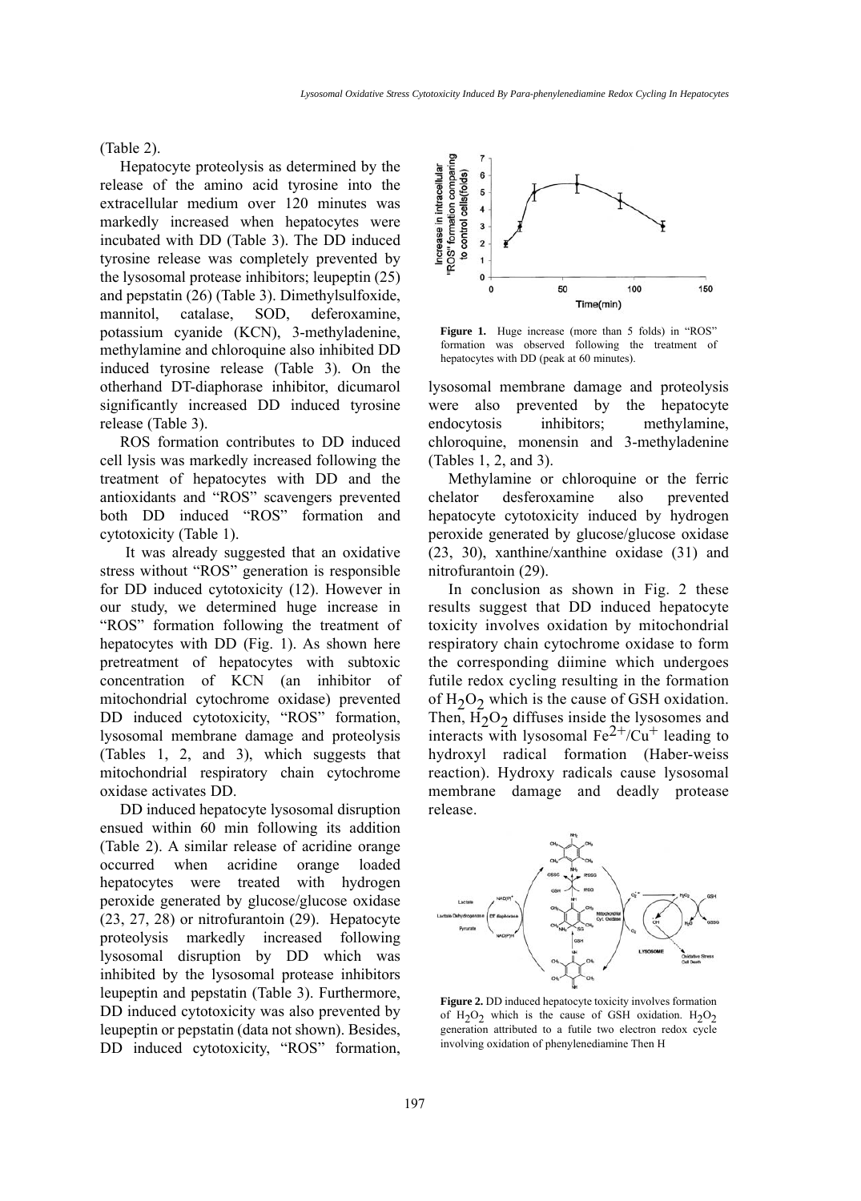(Table 2).

Hepatocyte proteolysis as determined by the release of the amino acid tyrosine into the extracellular medium over 120 minutes was markedly increased when hepatocytes were incubated with DD (Table 3). The DD induced tyrosine release was completely prevented by the lysosomal protease inhibitors; leupeptin (25) and pepstatin (26) (Table 3). Dimethylsulfoxide, mannitol, catalase, SOD, deferoxamine, potassium cyanide (KCN), 3-methyladenine, methylamine and chloroquine also inhibited DD induced tyrosine release (Table 3). On the otherhand DT-diaphorase inhibitor, dicumarol significantly increased DD induced tyrosine release (Table 3).

ROS formation contributes to DD induced cell lysis was markedly increased following the treatment of hepatocytes with DD and the antioxidants and "ROS" scavengers prevented both DD induced "ROS" formation and cytotoxicity (Table 1).

It was already suggested that an oxidative stress without "ROS" generation is responsible for DD induced cytotoxicity (12). However in our study, we determined huge increase in "ROS" formation following the treatment of hepatocytes with DD (Fig. 1). As shown here pretreatment of hepatocytes with subtoxic concentration of KCN (an inhibitor of mitochondrial cytochrome oxidase) prevented DD induced cytotoxicity, "ROS" formation, lysosomal membrane damage and proteolysis (Tables 1, 2, and 3), which suggests that mitochondrial respiratory chain cytochrome oxidase activates DD.

DD induced hepatocyte lysosomal disruption ensued within 60 min following its addition (Table 2). A similar release of acridine orange occurred when acridine orange loaded hepatocytes were treated with hydrogen peroxide generated by glucose/glucose oxidase (23, 27, 28) or nitrofurantoin (29). Hepatocyte proteolysis markedly increased following lysosomal disruption by DD which was inhibited by the lysosomal protease inhibitors leupeptin and pepstatin (Table 3). Furthermore, DD induced cytotoxicity was also prevented by leupeptin or pepstatin (data not shown). Besides, DD induced cytotoxicity, "ROS" formation, lysosomal membrane damage and proteolysis were also prevented by the hepatocyte endocytosis inhibitors; methylamine, chloroquine, monensin and 3-methyladenine (Tables 1, 2, and 3).

**Figure 1.** Huge increase (more than 5 folds) in "ROS" formation was observed following the treatment of hepatocytes with DD (peak at 60 minutes).

Methylamine or chloroquine or the ferric chelator desferoxamine also prevented hepatocyte cytotoxicity induced by hydrogen peroxide generated by glucose/glucose oxidase (23, 30), xanthine/xanthine oxidase (31) and nitrofurantoin (29).

In conclusion as shown in Fig. 2 these results suggest that DD induced hepatocyte toxicity involves oxidation by mitochondrial respiratory chain cytochrome oxidase to form the corresponding diimine which undergoes futile redox cycling resulting in the formation of $H_2O_2$ which is the cause of GSH oxidation. Then, $H_2O_2$ diffuses inside the lysosomes and interacts with lysosomal $Fe^{2+}/Cu^{+}$ leading to hydroxyl radical formation (Haber-weiss reaction). Hydroxy radicals cause lysosomal membrane damage and deadly protease release.

**Figure 2.** DD induced hepatocyte toxicity involves formation of $H_2O_2$ which is the cause of GSH oxidation. $H_2O_2$ generation attributed to a futile two electron redox cycle involving oxidation of phenylenediamine Then H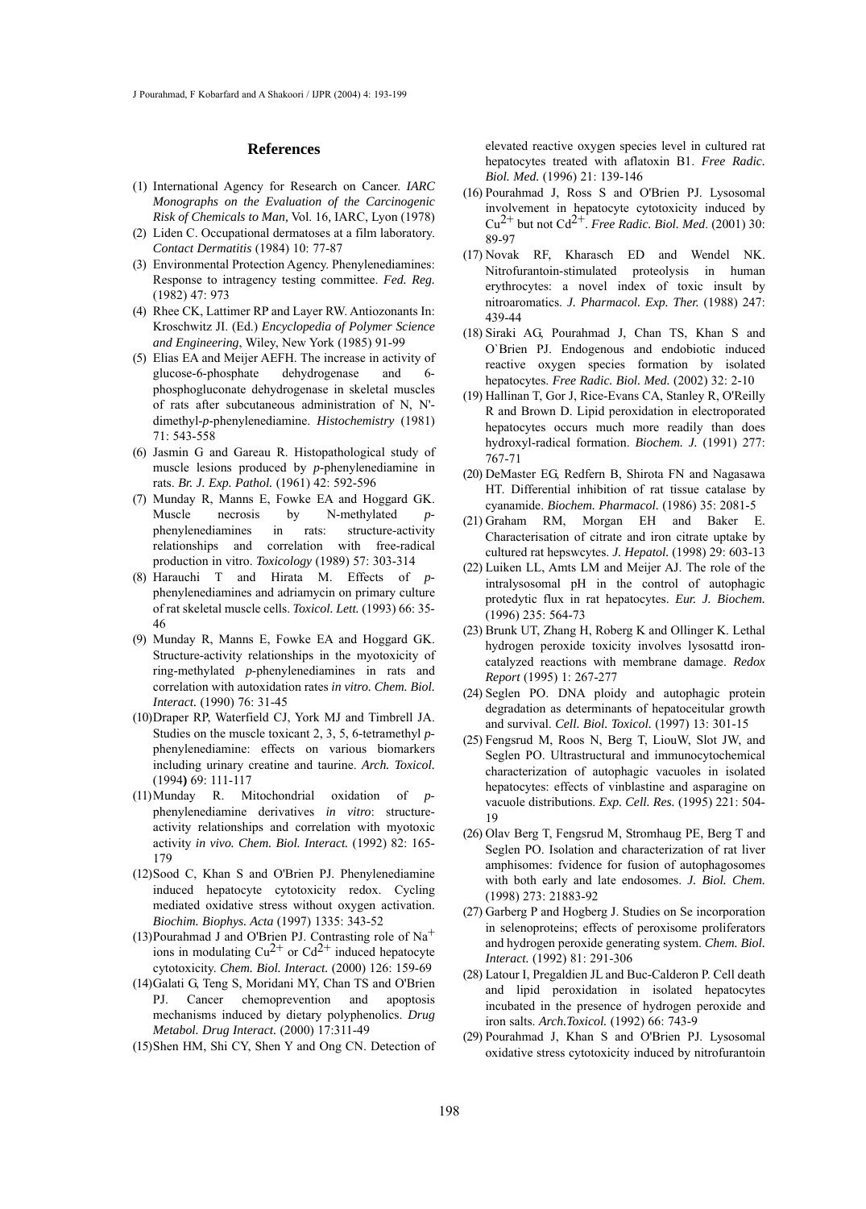## References

(1) International Agency for Research on Cancer. *IARC Monographs on the Evaluation of the Carcinogenic Risk of Chemicals to Man*, Vol. 16, IARC, Lyon (1978)

(2) Liden C. Occupational dermatoses at a film laboratory. *Contact Dermatitis* (1984) 10: 77-87

(3) Environmental Protection Agency. Phenylenediamines: Response to intragency testing committee. *Fed. Reg.* (1982) 47: 973

(4) Rhee CK, Lattimer RP and Layer RW. Antiozonants In: Kroschwitz JI. (Ed.) *Encyclopedia of Polymer Science and Engineering*, Wiley, New York (1985) 91-99

(5) Elias EA and Meijer AEFH. The increase in activity of glucose-6-phosphate dehydrogenase and 6-phosphogluconate dehydrogenase in skeletal muscles of rats after subcutaneous administration of N, N'-dimethyl-*p*-phenylenediamine. *Histochemistry* (1981) 71: 543-558

(6) Jasmin G and Gareau R. Histopathological study of muscle lesions produced by *p*-phenylenediamine in rats. *Br. J. Exp. Pathol.* (1961) 42: 592-596

(7) Munday R, Manns E, Fowke EA and Hoggard GK. Muscle necrosis by N-methylated *p*-phenylenediamines in rats: structure-activity relationships and correlation with free-radical production in vitro. *Toxicology* (1989) 57: 303-314

(8) Harauchi T and Hirata M. Effects of *p*-phenylenediamines and adriamycin on primary culture of rat skeletal muscle cells. *Toxicol. Lett.* (1993) 66: 35-46

(9) Munday R, Manns E, Fowke EA and Hoggard GK. Structure-activity relationships in the myotoxicity of ring-methylated *p*-phenylenediamines in rats and correlation with autoxidation rates *in vitro. Chem. Biol. Interact.* (1990) 76: 31-45

(10) Draper RP, Waterfield CJ, York MJ and Timbrell JA. Studies on the muscle toxicant 2, 3, 5, 6-tetramethyl *p*-phenylenediamine: effects on various biomarkers including urinary creatine and taurine. *Arch. Toxicol.* (1994**)** 69: 111-117

(11) Munday R. Mitochondrial oxidation of *p*-phenylenediamine derivatives *in vitro*: structure-activity relationships and correlation with myotoxic activity *in vivo. Chem. Biol. Interact.* (1992) 82: 165-179

(12) Sood C, Khan S and O'Brien PJ. Phenylenediamine induced hepatocyte cytotoxicity redox. Cycling mediated oxidative stress without oxygen activation. *Biochim. Biophys. Acta* (1997) 1335: 343-52

(13) Pourahmad J and O'Brien PJ. Contrasting role of $Na^{+}$ ions in modulating $Cu^{2+}$ or $Cd^{2+}$ induced hepatocyte cytotoxicity. *Chem. Biol. Interact.* (2000) 126: 159-69

(14) Galati G, Teng S, Moridani MY, Chan TS and O'Brien PJ. Cancer chemoprevention and apoptosis mechanisms induced by dietary polyphenolics. *Drug Metabol. Drug Interact.* (2000) 17:311-49

(15) Shen HM, Shi CY, Shen Y and Ong CN. Detection of elevated reactive oxygen species level in cultured rat hepatocytes treated with aflatoxin B1. *Free Radic. Biol. Med.* (1996) 21: 139-146

(16) Pourahmad J, Ross S and O'Brien PJ. Lysosomal involvement in hepatocyte cytotoxicity induced by $Cu^{2+}$ but not $Cd^{2+}$. *Free Radic. Biol. Med*. (2001) 30: 89-97

(17) Novak RF, Kharasch ED and Wendel NK. Nitrofurantoin-stimulated proteolysis in human erythrocytes: a novel index of toxic insult by nitroaromatics. *J. Pharmacol. Exp. Ther.* (1988) 247: 439-44

(18) Siraki AG, Pourahmad J, Chan TS, Khan S and O`Brien PJ. Endogenous and endobiotic induced reactive oxygen species formation by isolated hepatocytes. *Free Radic. Biol. Med.* (2002) 32: 2-10

(19) Hallinan T, Gor J, Rice-Evans CA, Stanley R, O'Reilly R and Brown D. Lipid peroxidation in electroporated hepatocytes occurs much more readily than does hydroxyl-radical formation. *Biochem. J.* (1991) 277: 767-71

(20) DeMaster EG, Redfern B, Shirota FN and Nagasawa HT. Differential inhibition of rat tissue catalase by cyanamide. *Biochem. Pharmacol.* (1986) 35: 2081-5

(21) Graham RM, Morgan EH and Baker E. Characterisation of citrate and iron citrate uptake by cultured rat hepswcytes. *J. Hepatol.* (1998) 29: 603-13

(22) Luiken LL, Amts LM and Meijer AJ. The role of the intralysosomal pH in the control of autophagic protedytic flux in rat hepatocytes. *Eur. J. Biochem.* (1996) 235: 564-73

(23) Brunk UT, Zhang H, Roberg K and Ollinger K. Lethal hydrogen peroxide toxicity involves lysosattd iron-catalyzed reactions with membrane damage. *Redox Report* (1995) 1: 267-277

(24) Seglen PO. DNA ploidy and autophagic protein degradation as determinants of hepatoceitular growth and survival. *Cell. Biol. Toxicol.* (1997) 13: 301-15

(25) Fengsrud M, Roos N, Berg T, LiouW, Slot JW, and Seglen PO. Ultrastructural and immunocytochemical characterization of autophagic vacuoles in isolated hepatocytes: effects of vinblastine and asparagine on vacuole distributions. *Exp. Cell. Res.* (1995) 221: 504-19

(26) Olav Berg T, Fengsrud M, Stromhaug PE, Berg T and Seglen PO. Isolation and characterization of rat liver amphisomes: fvidence for fusion of autophagosomes with both early and late endosomes. *J. Biol. Chem.* (1998) 273: 21883-92

(27) Garberg P and Hogberg J. Studies on Se incorporation in selenoproteins; effects of peroxisome proliferators and hydrogen peroxide generating system. *Chem. Biol. Interact.* (1992) 81: 291-306

(28) Latour I, Pregaldien JL and Buc-Calderon P. Cell death and lipid peroxidation in isolated hepatocytes incubated in the presence of hydrogen peroxide and iron salts. *Arch.Toxicol.* (1992) 66: 743-9

(29) Pourahmad J, Khan S and O'Brien PJ. Lysosomal oxidative stress cytotoxicity induced by nitrofurantoin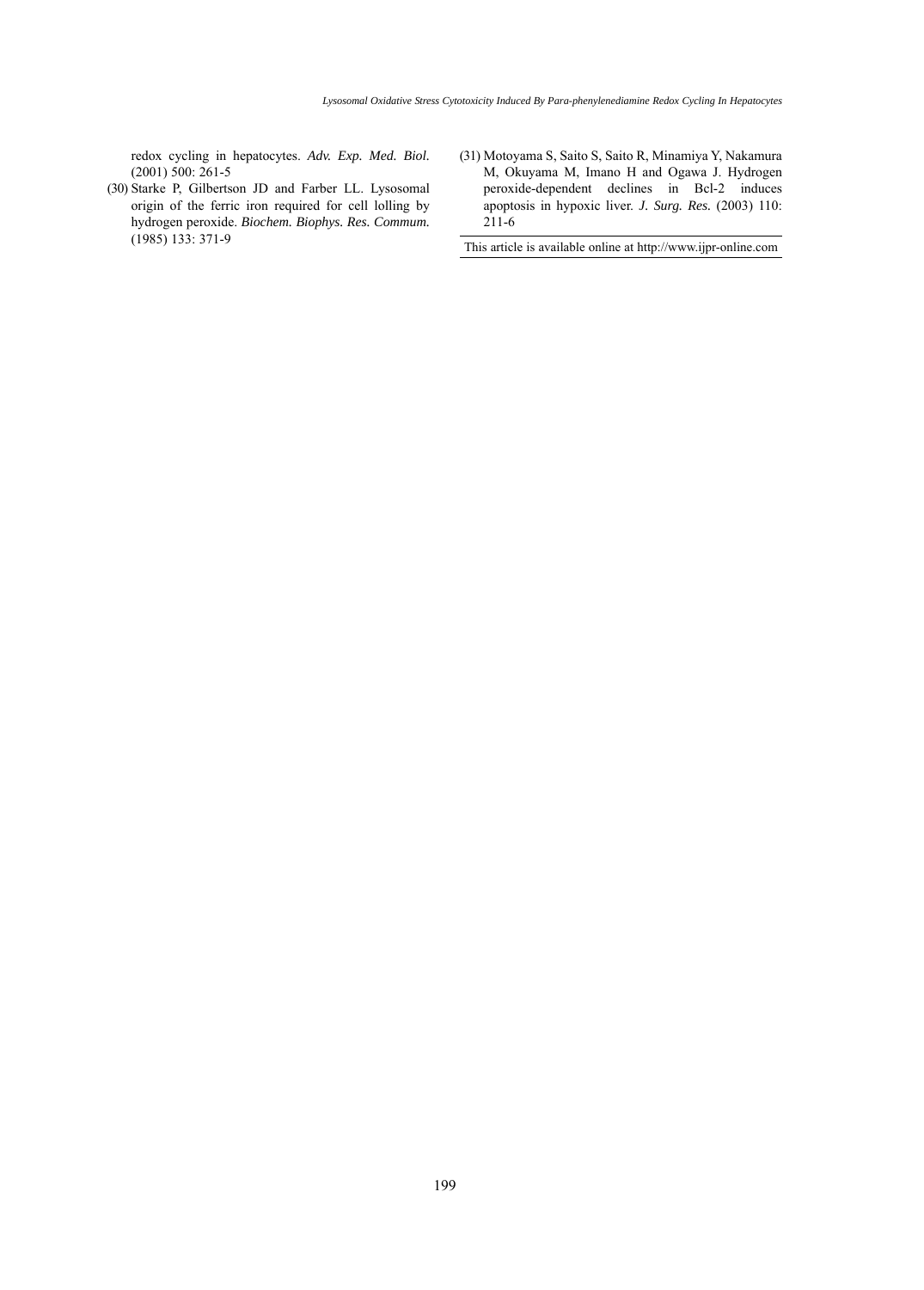redox cycling in hepatocytes. *Adv. Exp. Med. Biol.* (2001) 500: 261-5

(30) Starke P, Gilbertson JD and Farber LL. Lysosomal origin of the ferric iron required for cell lolling by hydrogen peroxide. *Biochem. Biophys. Res. Commum.* (1985) 133: 371-9

(31) Motoyama S, Saito S, Saito R, Minamiya Y, Nakamura M, Okuyama M, Imano H and Ogawa J. Hydrogen peroxide-dependent declines in Bcl-2 induces apoptosis in hypoxic liver. *J. Surg. Res.* (2003) 110: 211-6

This article is available online at http://www.ijpr-online.com